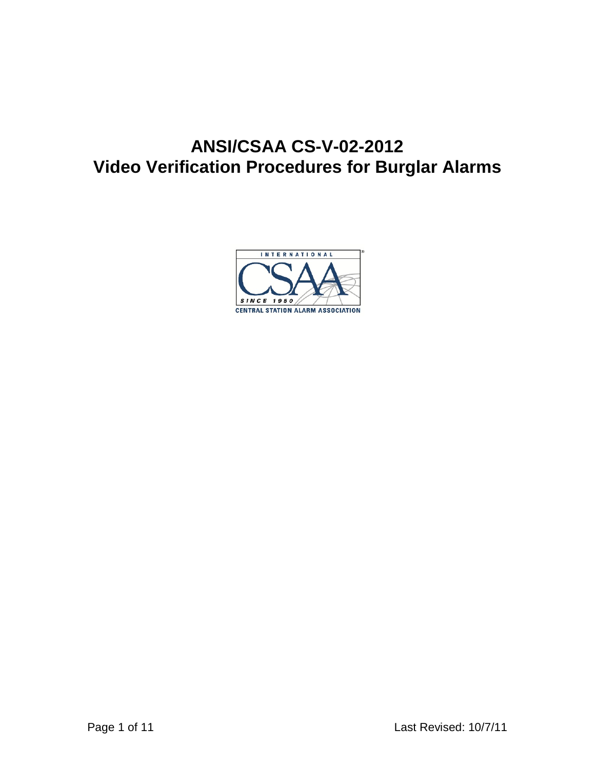# ANSI/CSAA CS-V-02-2012
# Video Verification Procedures for Burglar Alarms

Last Revised: 10/7/11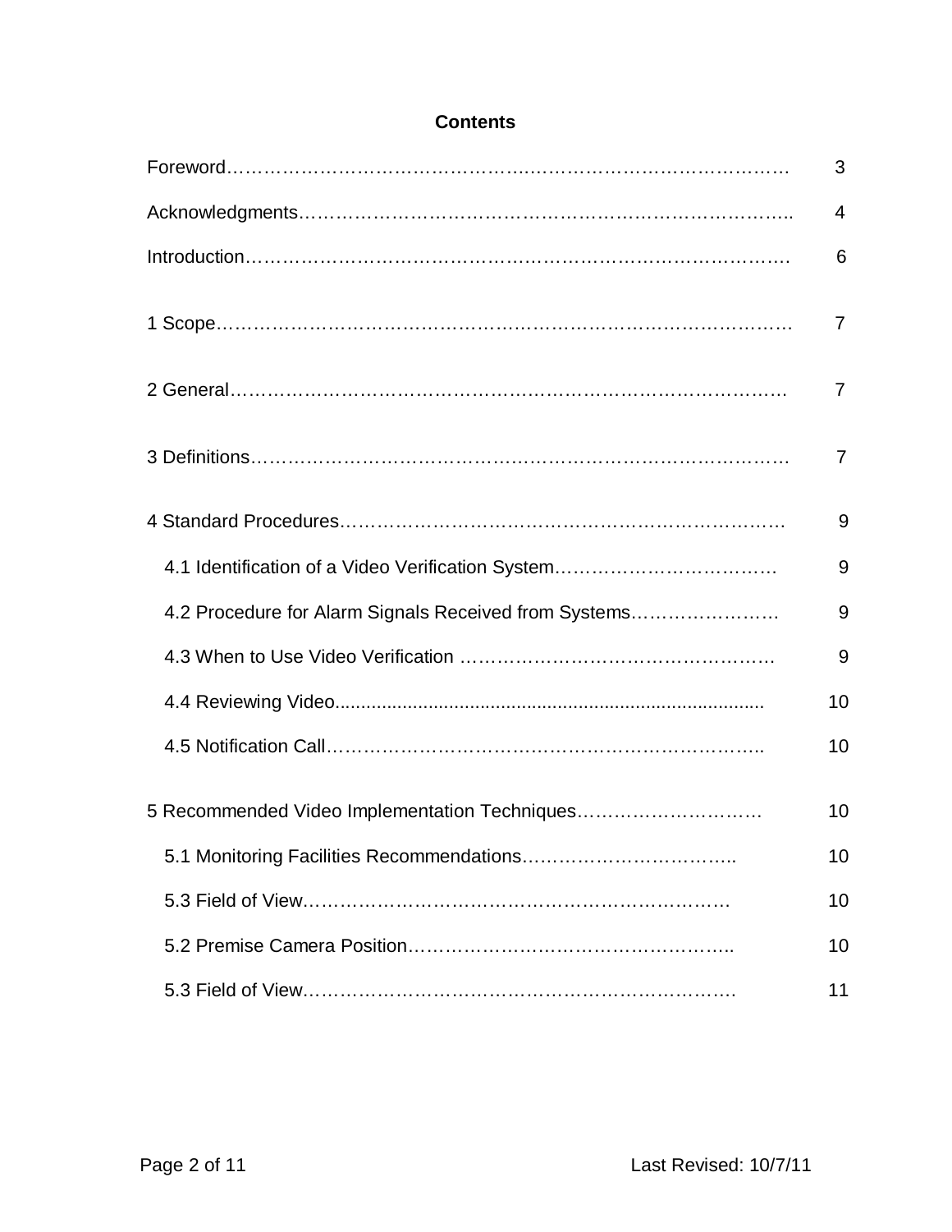**Contents**

Foreword………………………………………………………………………………… 3

Acknowledgments……………………………………………………………………….. 4

Introduction……………………………………………………………………………… 6

1 Scope…………………………………………………………………………………… 7

2 General………………………………………………………………………………… 7

3 Definitions……………………………………………………………………………… 7

4 Standard Procedures………………………………………………………………… 9

- 4.1 Identification of a Video Verification System……………………………… 9
- 4.2 Procedure for Alarm Signals Received from Systems…………………… 9
- 4.3 When to Use Video Verification …………………………………………… 9
- 4.4 Reviewing Video.................................................................................. 10
- 4.5 Notification Call……………………………………………………………….. 10

5 Recommended Video Implementation Techniques………………………… 10

- 5.1 Monitoring Facilities Recommendations…………………………….. 10
- 5.3 Field of View…………………………………………………………… 10
- 5.2 Premise Camera Position…………………………………………….. 10
- 5.3 Field of View……………………………………………………………. 11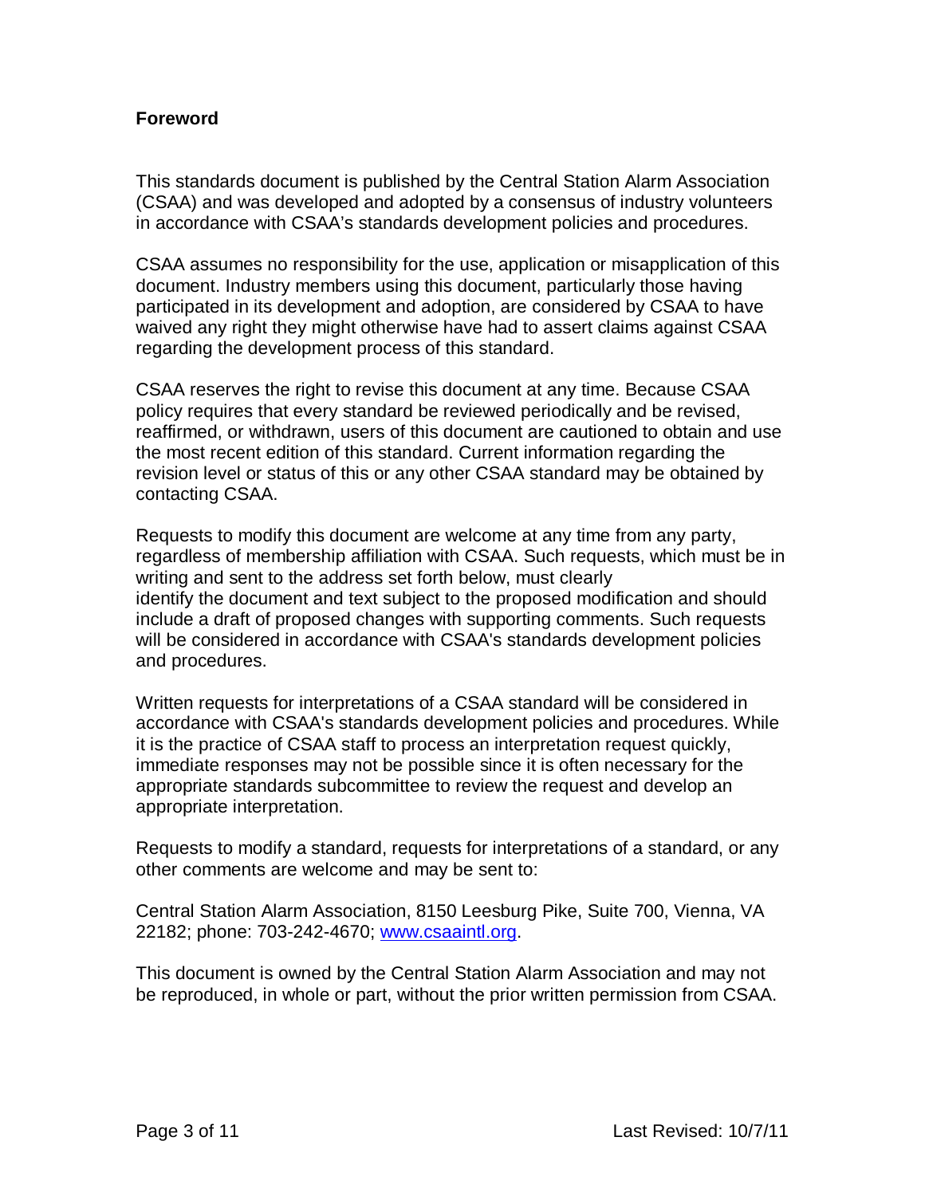## Foreword

This standards document is published by the Central Station Alarm Association (CSAA) and was developed and adopted by a consensus of industry volunteers in accordance with CSAA's standards development policies and procedures.

CSAA assumes no responsibility for the use, application or misapplication of this document. Industry members using this document, particularly those having participated in its development and adoption, are considered by CSAA to have waived any right they might otherwise have had to assert claims against CSAA regarding the development process of this standard.

CSAA reserves the right to revise this document at any time. Because CSAA policy requires that every standard be reviewed periodically and be revised, reaffirmed, or withdrawn, users of this document are cautioned to obtain and use the most recent edition of this standard. Current information regarding the revision level or status of this or any other CSAA standard may be obtained by contacting CSAA.

Requests to modify this document are welcome at any time from any party, regardless of membership affiliation with CSAA. Such requests, which must be in writing and sent to the address set forth below, must clearly identify the document and text subject to the proposed modification and should include a draft of proposed changes with supporting comments. Such requests will be considered in accordance with CSAA's standards development policies and procedures.

Written requests for interpretations of a CSAA standard will be considered in accordance with CSAA's standards development policies and procedures. While it is the practice of CSAA staff to process an interpretation request quickly, immediate responses may not be possible since it is often necessary for the appropriate standards subcommittee to review the request and develop an appropriate interpretation.

Requests to modify a standard, requests for interpretations of a standard, or any other comments are welcome and may be sent to:

Central Station Alarm Association, 8150 Leesburg Pike, Suite 700, Vienna, VA 22182; phone: 703-242-4670; [www.csaaintl.org](http://www.csaaintl.org).

This document is owned by the Central Station Alarm Association and may not be reproduced, in whole or part, without the prior written permission from CSAA.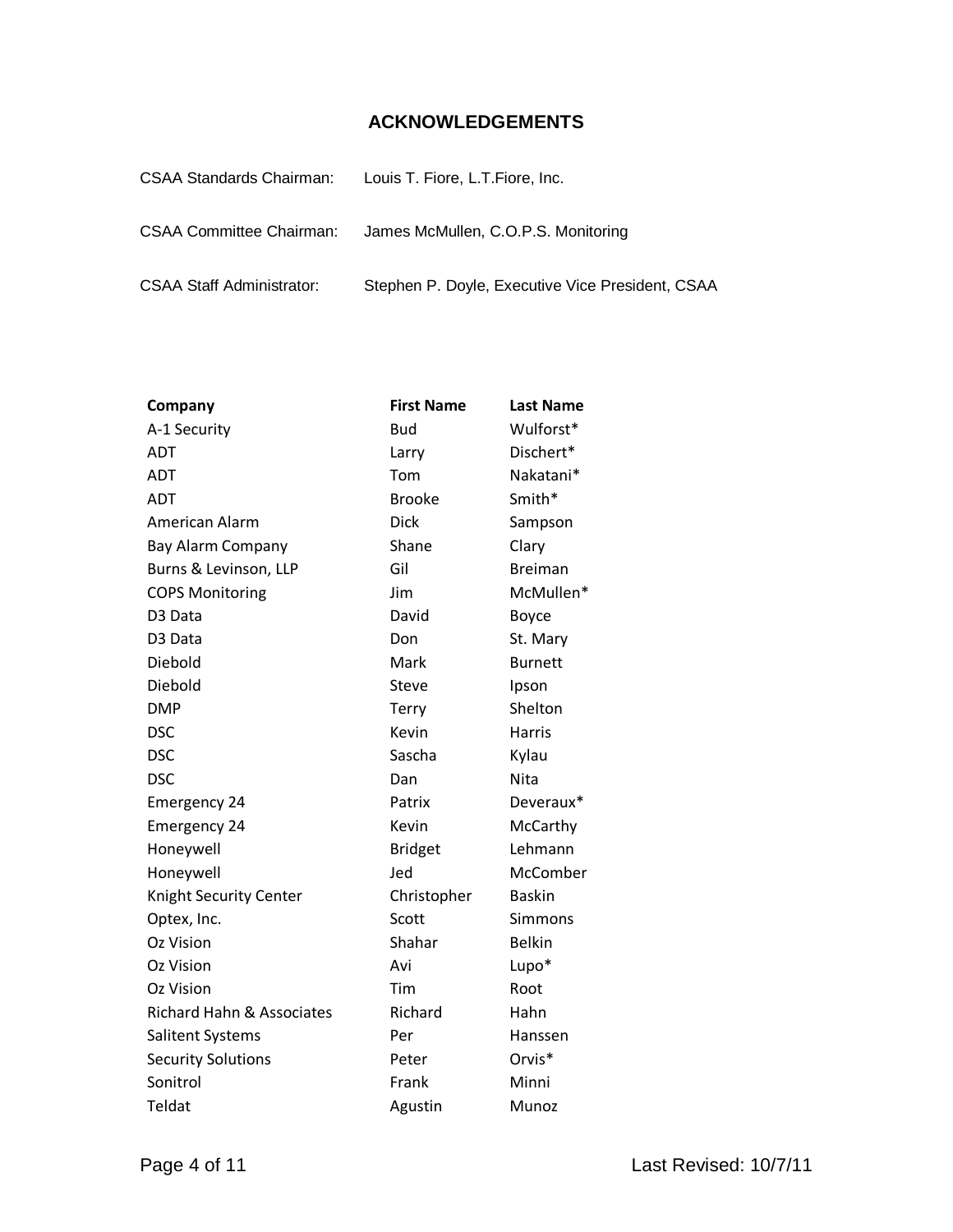## ACKNOWLEDGEMENTS

CSAA Standards Chairman: Louis T. Fiore, L.T.Fiore, Inc.

CSAA Committee Chairman: James McMullen, C.O.P.S. Monitoring

CSAA Staff Administrator: Stephen P. Doyle, Executive Vice President, CSAA

| Company | First Name | Last Name |
| --- | --- | --- |
| A-1 Security | Bud | Wulforst* |
| ADT | Larry | Dischert* |
| ADT | Tom | Nakatani* |
| ADT | Brooke | Smith* |
| American Alarm | Dick | Sampson |
| Bay Alarm Company | Shane | Clary |
| Burns & Levinson, LLP | Gil | Breiman |
| COPS Monitoring | Jim | McMullen* |
| D3 Data | David | Boyce |
| D3 Data | Don | St. Mary |
| Diebold | Mark | Burnett |
| Diebold | Steve | Ipson |
| DMP | Terry | Shelton |
| DSC | Kevin | Harris |
| DSC | Sascha | Kylau |
| DSC | Dan | Nita |
| Emergency 24 | Patrix | Deveraux* |
| Emergency 24 | Kevin | McCarthy |
| Honeywell | Bridget | Lehmann |
| Honeywell | Jed | McComber |
| Knight Security Center | Christopher | Baskin |
| Optex, Inc. | Scott | Simmons |
| Oz Vision | Shahar | Belkin |
| Oz Vision | Avi | Lupo* |
| Oz Vision | Tim | Root |
| Richard Hahn & Associates | Richard | Hahn |
| Salitent Systems | Per | Hanssen |
| Security Solutions | Peter | Orvis* |
| Sonitrol | Frank | Minni |
| Teldat | Agustin | Munoz |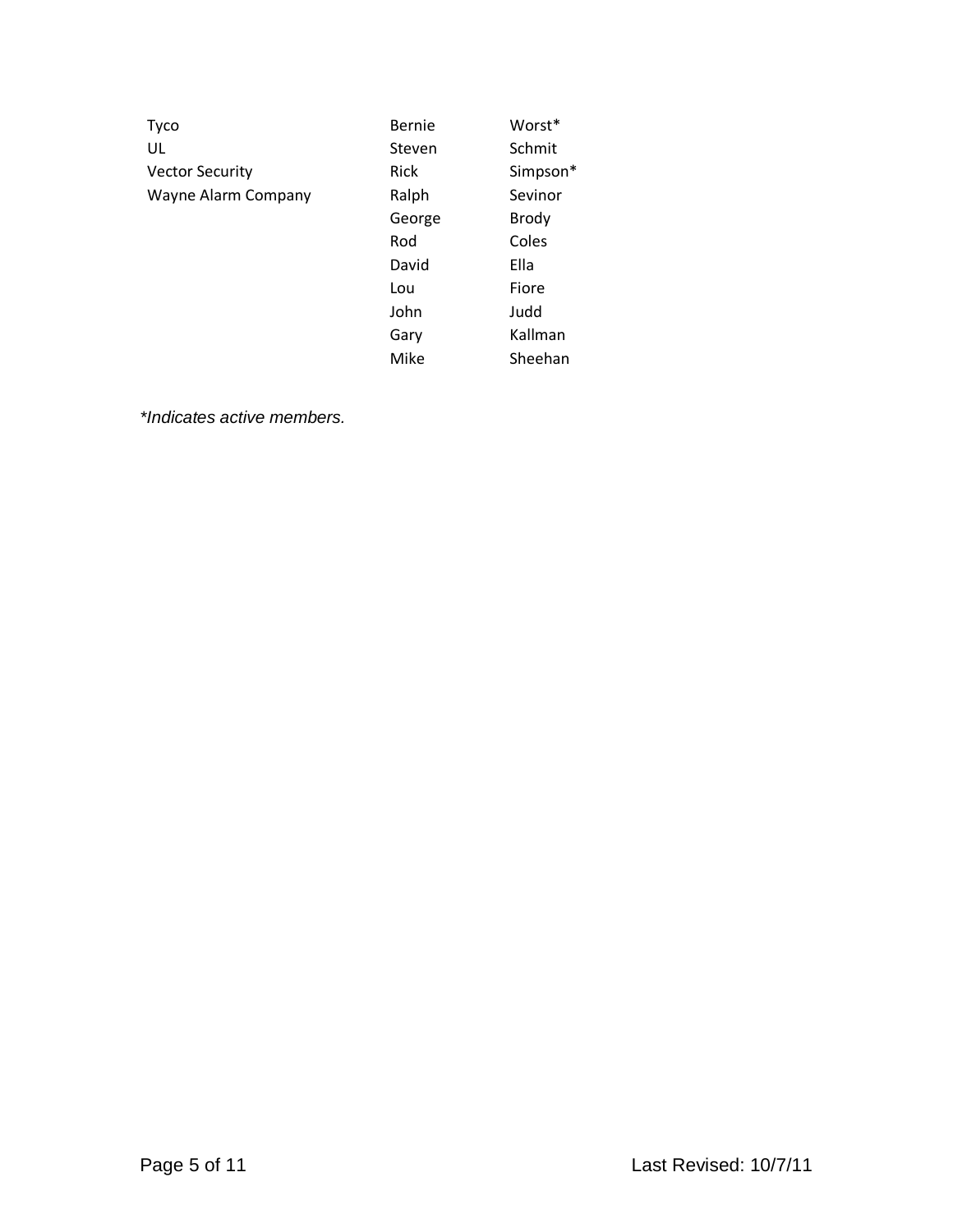| | | |
|---|---|---|
| Tyco | Bernie | Worst* |
| UL | Steven | Schmit |
| Vector Security | Rick | Simpson* |
| Wayne Alarm Company | Ralph | Sevinor |
| | George | Brody |
| | Rod | Coles |
| | David | Ella |
| | Lou | Fiore |
| | John | Judd |
| | Gary | Kallman |
| | Mike | Sheehan |

*\*Indicates active members.*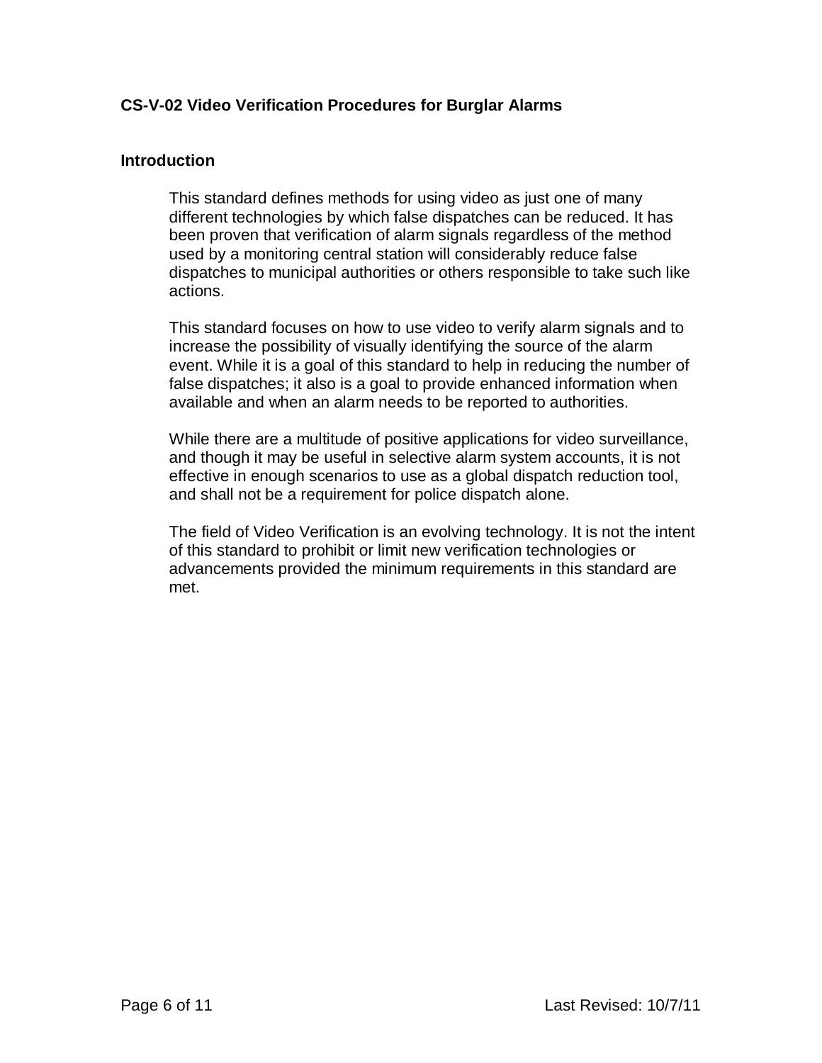## CS-V-02 Video Verification Procedures for Burglar Alarms

### Introduction

This standard defines methods for using video as just one of many different technologies by which false dispatches can be reduced. It has been proven that verification of alarm signals regardless of the method used by a monitoring central station will considerably reduce false dispatches to municipal authorities or others responsible to take such like actions.

This standard focuses on how to use video to verify alarm signals and to increase the possibility of visually identifying the source of the alarm event. While it is a goal of this standard to help in reducing the number of false dispatches; it also is a goal to provide enhanced information when available and when an alarm needs to be reported to authorities.

While there are a multitude of positive applications for video surveillance, and though it may be useful in selective alarm system accounts, it is not effective in enough scenarios to use as a global dispatch reduction tool, and shall not be a requirement for police dispatch alone.

The field of Video Verification is an evolving technology. It is not the intent of this standard to prohibit or limit new verification technologies or advancements provided the minimum requirements in this standard are met.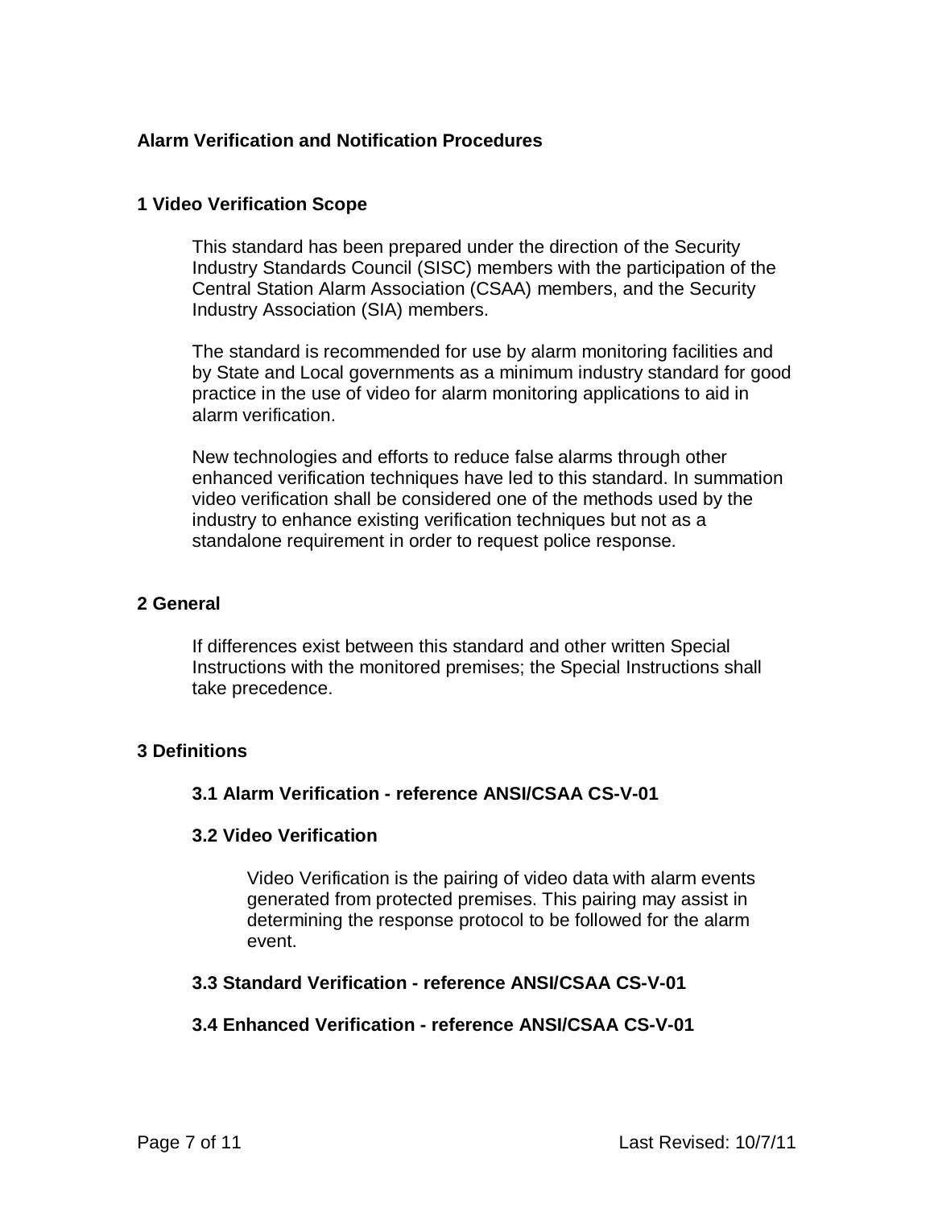# Alarm Verification and Notification Procedures

## 1 Video Verification Scope

This standard has been prepared under the direction of the Security Industry Standards Council (SISC) members with the participation of the Central Station Alarm Association (CSAA) members, and the Security Industry Association (SIA) members.

The standard is recommended for use by alarm monitoring facilities and by State and Local governments as a minimum industry standard for good practice in the use of video for alarm monitoring applications to aid in alarm verification.

New technologies and efforts to reduce false alarms through other enhanced verification techniques have led to this standard. In summation video verification shall be considered one of the methods used by the industry to enhance existing verification techniques but not as a standalone requirement in order to request police response.

## 2 General

If differences exist between this standard and other written Special Instructions with the monitored premises; the Special Instructions shall take precedence.

## 3 Definitions

### 3.1 Alarm Verification - reference ANSI/CSAA CS-V-01

### 3.2 Video Verification

Video Verification is the pairing of video data with alarm events generated from protected premises. This pairing may assist in determining the response protocol to be followed for the alarm event.

### 3.3 Standard Verification - reference ANSI/CSAA CS-V-01

### 3.4 Enhanced Verification - reference ANSI/CSAA CS-V-01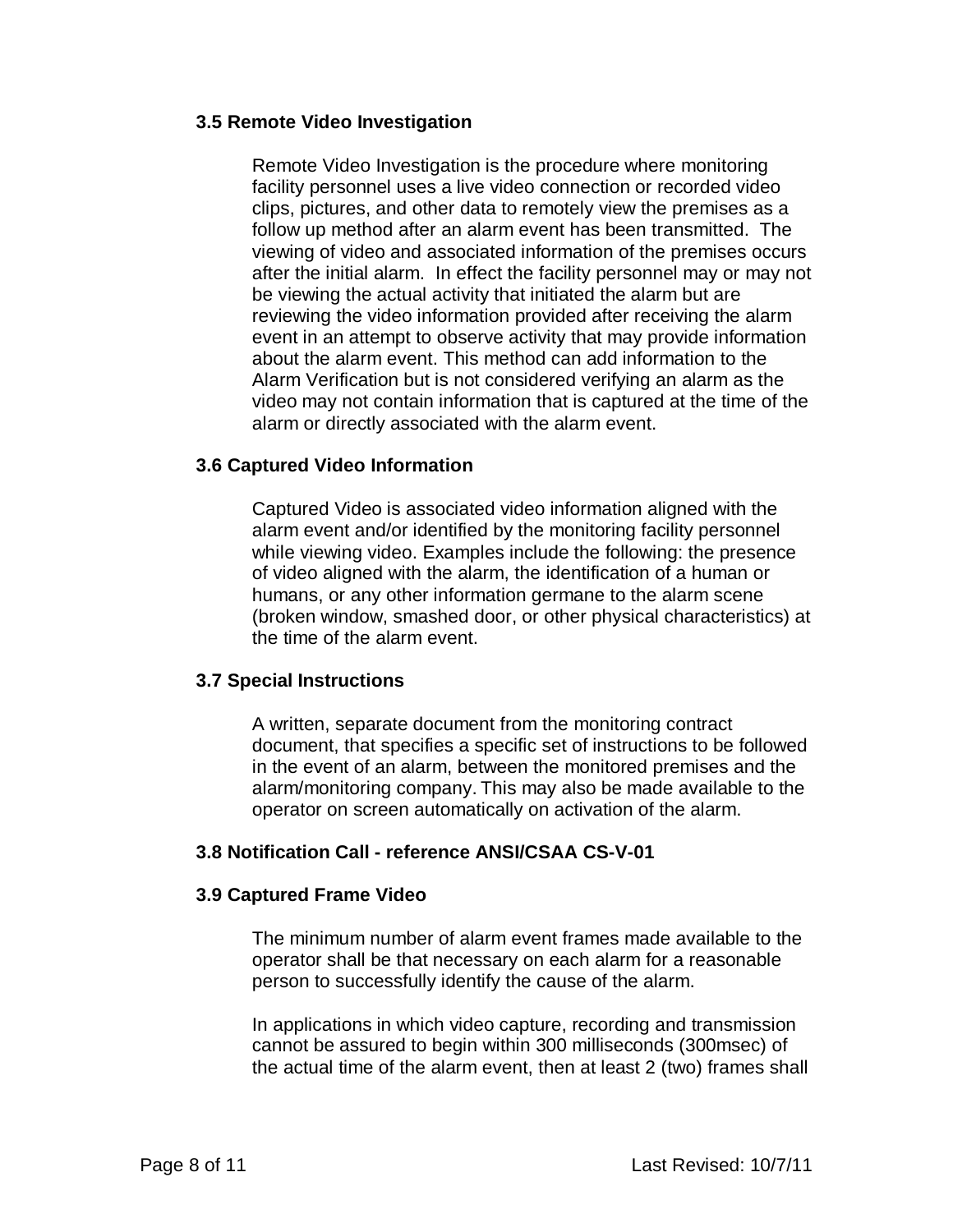### 3.5 Remote Video Investigation

Remote Video Investigation is the procedure where monitoring facility personnel uses a live video connection or recorded video clips, pictures, and other data to remotely view the premises as a follow up method after an alarm event has been transmitted. The viewing of video and associated information of the premises occurs after the initial alarm. In effect the facility personnel may or may not be viewing the actual activity that initiated the alarm but are reviewing the video information provided after receiving the alarm event in an attempt to observe activity that may provide information about the alarm event. This method can add information to the Alarm Verification but is not considered verifying an alarm as the video may not contain information that is captured at the time of the alarm or directly associated with the alarm event.

### 3.6 Captured Video Information

Captured Video is associated video information aligned with the alarm event and/or identified by the monitoring facility personnel while viewing video. Examples include the following: the presence of video aligned with the alarm, the identification of a human or humans, or any other information germane to the alarm scene (broken window, smashed door, or other physical characteristics) at the time of the alarm event.

### 3.7 Special Instructions

A written, separate document from the monitoring contract document, that specifies a specific set of instructions to be followed in the event of an alarm, between the monitored premises and the alarm/monitoring company. This may also be made available to the operator on screen automatically on activation of the alarm.

### 3.8 Notification Call - reference ANSI/CSAA CS-V-01

### 3.9 Captured Frame Video

The minimum number of alarm event frames made available to the operator shall be that necessary on each alarm for a reasonable person to successfully identify the cause of the alarm.

In applications in which video capture, recording and transmission cannot be assured to begin within 300 milliseconds (300msec) of the actual time of the alarm event, then at least 2 (two) frames shall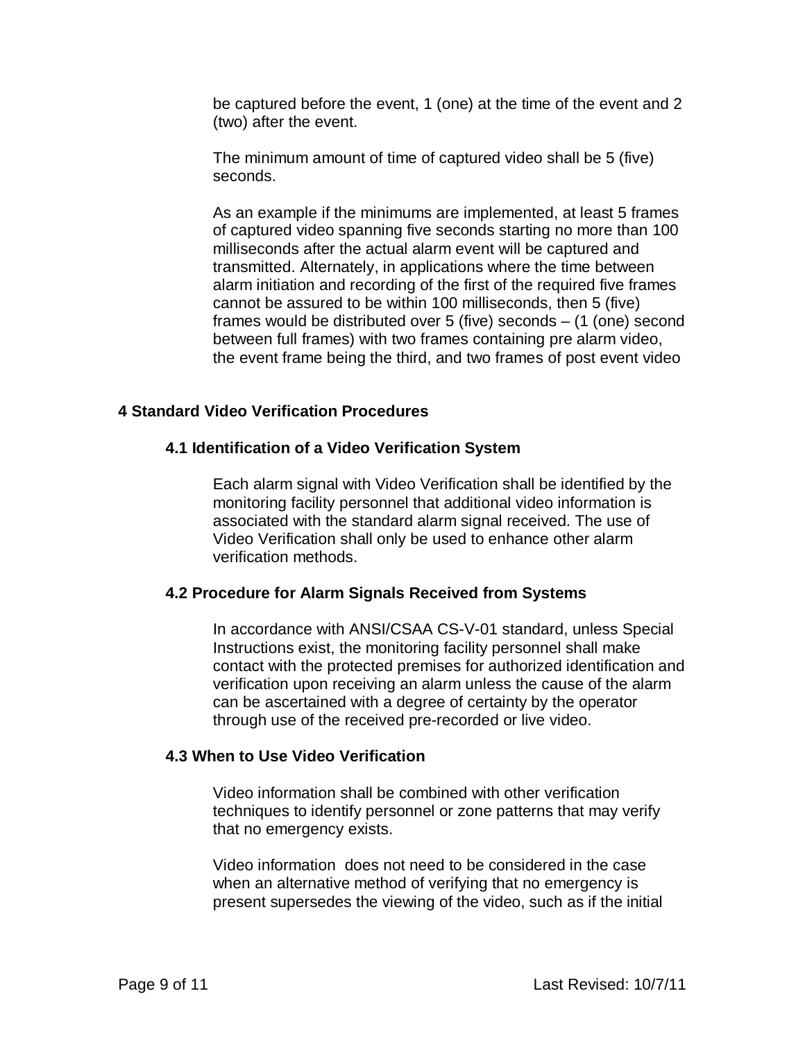be captured before the event, 1 (one) at the time of the event and 2 (two) after the event.

The minimum amount of time of captured video shall be 5 (five) seconds.

As an example if the minimums are implemented, at least 5 frames of captured video spanning five seconds starting no more than 100 milliseconds after the actual alarm event will be captured and transmitted. Alternately, in applications where the time between alarm initiation and recording of the first of the required five frames cannot be assured to be within 100 milliseconds, then 5 (five) frames would be distributed over 5 (five) seconds – (1 (one) second between full frames) with two frames containing pre alarm video, the event frame being the third, and two frames of post event video

## 4 Standard Video Verification Procedures

### 4.1 Identification of a Video Verification System

Each alarm signal with Video Verification shall be identified by the monitoring facility personnel that additional video information is associated with the standard alarm signal received. The use of Video Verification shall only be used to enhance other alarm verification methods.

### 4.2 Procedure for Alarm Signals Received from Systems

In accordance with ANSI/CSAA CS-V-01 standard, unless Special Instructions exist, the monitoring facility personnel shall make contact with the protected premises for authorized identification and verification upon receiving an alarm unless the cause of the alarm can be ascertained with a degree of certainty by the operator through use of the received pre-recorded or live video.

### 4.3 When to Use Video Verification

Video information shall be combined with other verification techniques to identify personnel or zone patterns that may verify that no emergency exists.

Video information does not need to be considered in the case when an alternative method of verifying that no emergency is present supersedes the viewing of the video, such as if the initial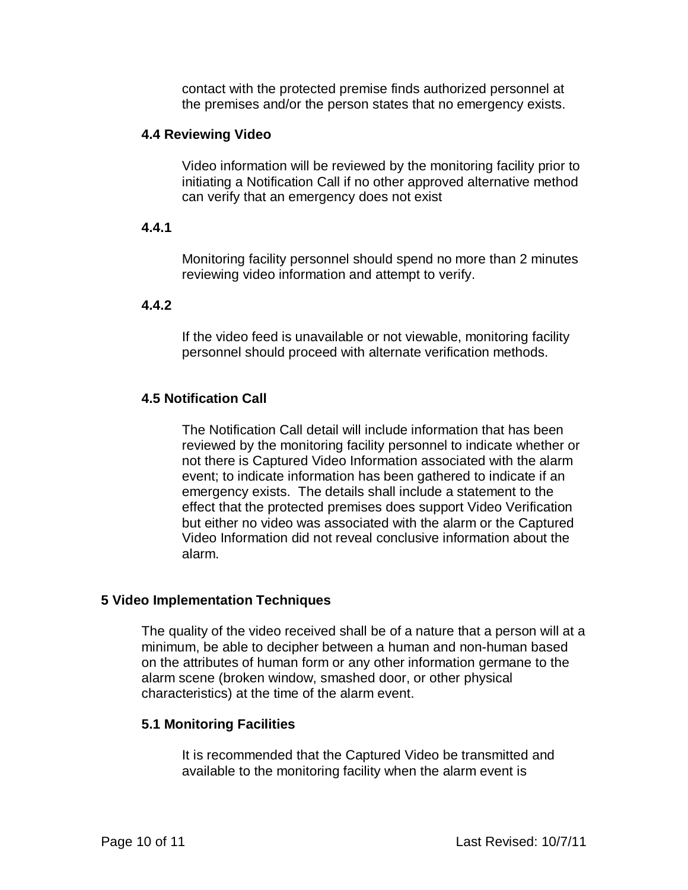contact with the protected premise finds authorized personnel at the premises and/or the person states that no emergency exists.

### 4.4 Reviewing Video

Video information will be reviewed by the monitoring facility prior to initiating a Notification Call if no other approved alternative method can verify that an emergency does not exist

#### 4.4.1

Monitoring facility personnel should spend no more than 2 minutes reviewing video information and attempt to verify.

#### 4.4.2

If the video feed is unavailable or not viewable, monitoring facility personnel should proceed with alternate verification methods.

### 4.5 Notification Call

The Notification Call detail will include information that has been reviewed by the monitoring facility personnel to indicate whether or not there is Captured Video Information associated with the alarm event; to indicate information has been gathered to indicate if an emergency exists. The details shall include a statement to the effect that the protected premises does support Video Verification but either no video was associated with the alarm or the Captured Video Information did not reveal conclusive information about the alarm.

## 5 Video Implementation Techniques

The quality of the video received shall be of a nature that a person will at a minimum, be able to decipher between a human and non-human based on the attributes of human form or any other information germane to the alarm scene (broken window, smashed door, or other physical characteristics) at the time of the alarm event.

### 5.1 Monitoring Facilities

It is recommended that the Captured Video be transmitted and available to the monitoring facility when the alarm event is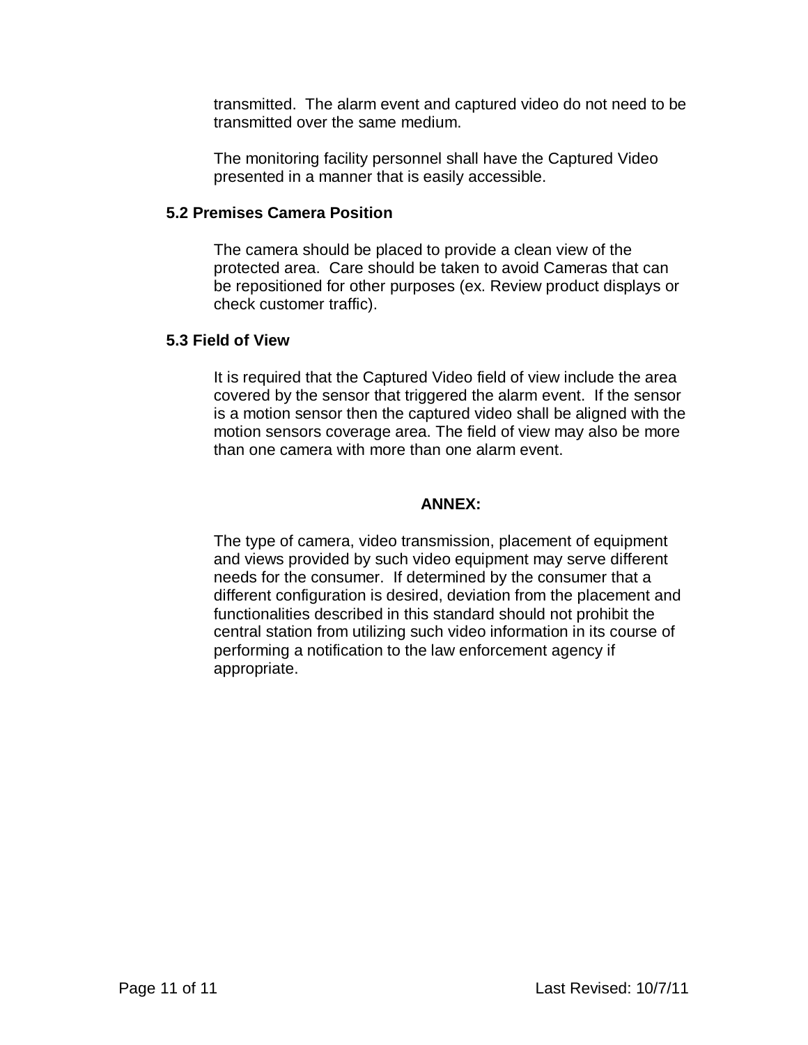transmitted. The alarm event and captured video do not need to be transmitted over the same medium.

The monitoring facility personnel shall have the Captured Video presented in a manner that is easily accessible.

### 5.2 Premises Camera Position

The camera should be placed to provide a clean view of the protected area. Care should be taken to avoid Cameras that can be repositioned for other purposes (ex. Review product displays or check customer traffic).

### 5.3 Field of View

It is required that the Captured Video field of view include the area covered by the sensor that triggered the alarm event. If the sensor is a motion sensor then the captured video shall be aligned with the motion sensors coverage area. The field of view may also be more than one camera with more than one alarm event.

## ANNEX:

The type of camera, video transmission, placement of equipment and views provided by such video equipment may serve different needs for the consumer. If determined by the consumer that a different configuration is desired, deviation from the placement and functionalities described in this standard should not prohibit the central station from utilizing such video information in its course of performing a notification to the law enforcement agency if appropriate.